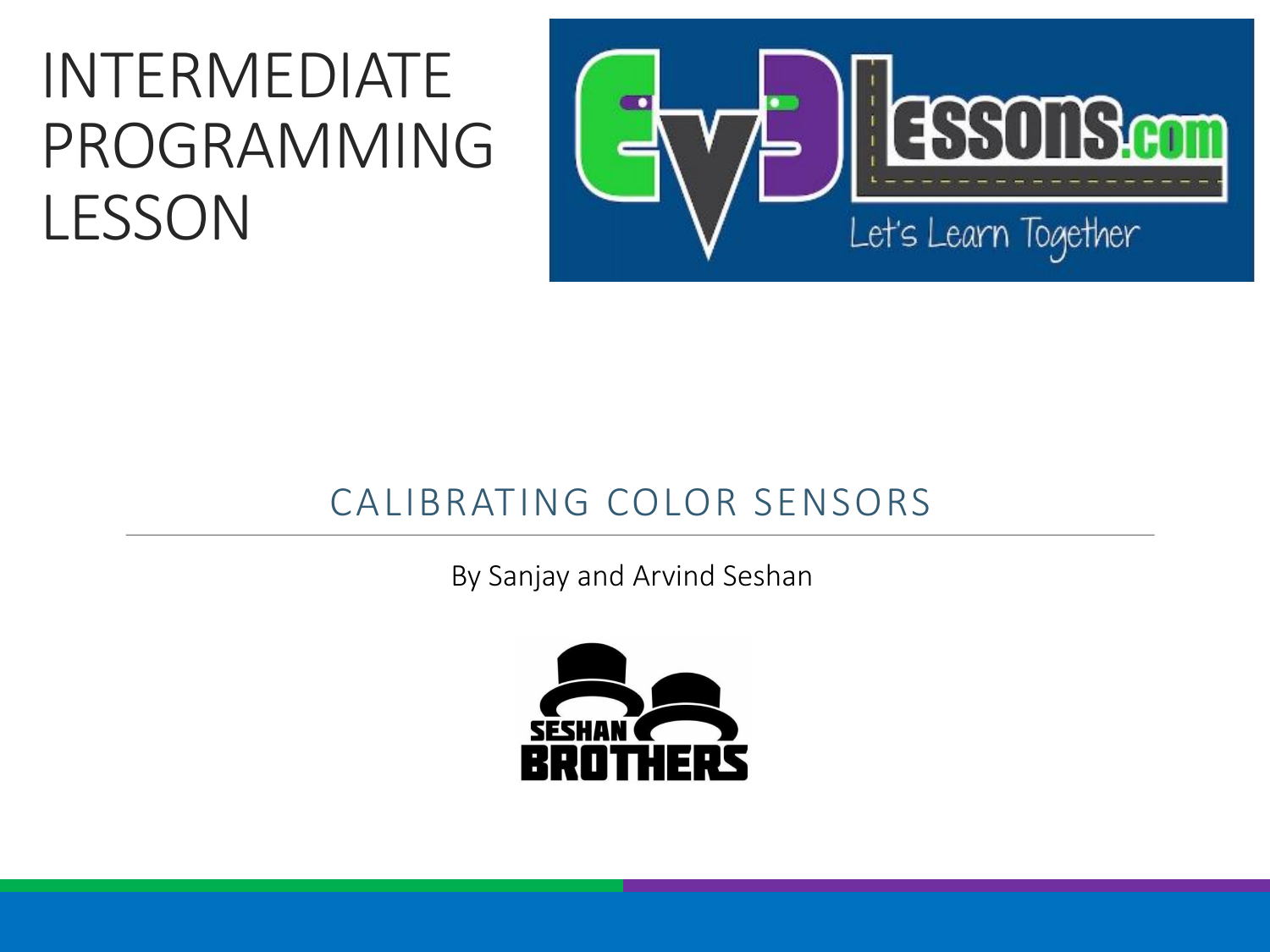# INTERMEDIATE PROGRAMMING LESSON

## CALIBRATING COLOR SENSORS

By Sanjay and Arvind Seshan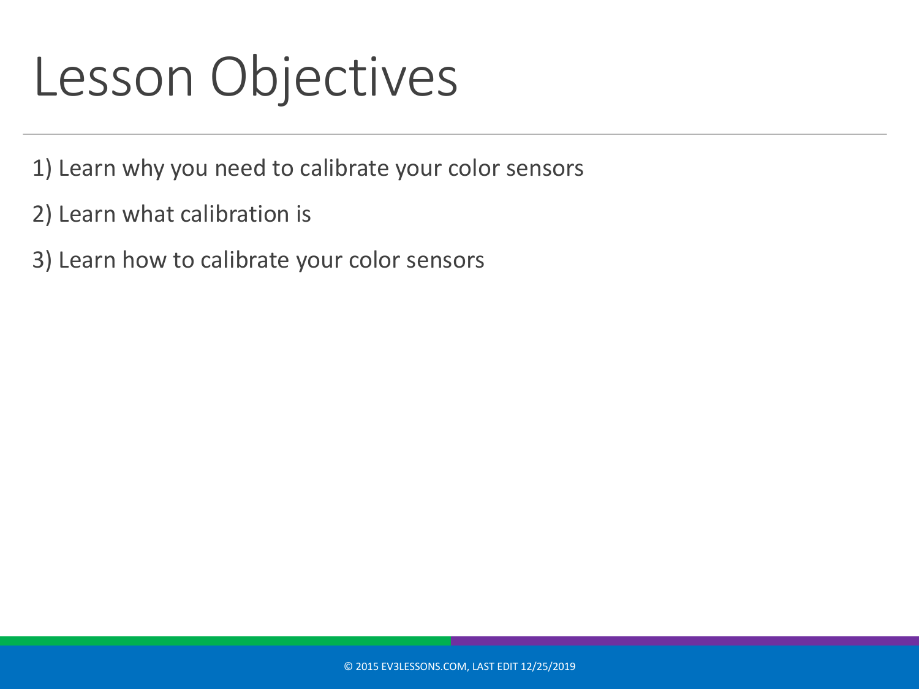# Lesson Objectives

1) Learn why you need to calibrate your color sensors
2) Learn what calibration is
3) Learn how to calibrate your color sensors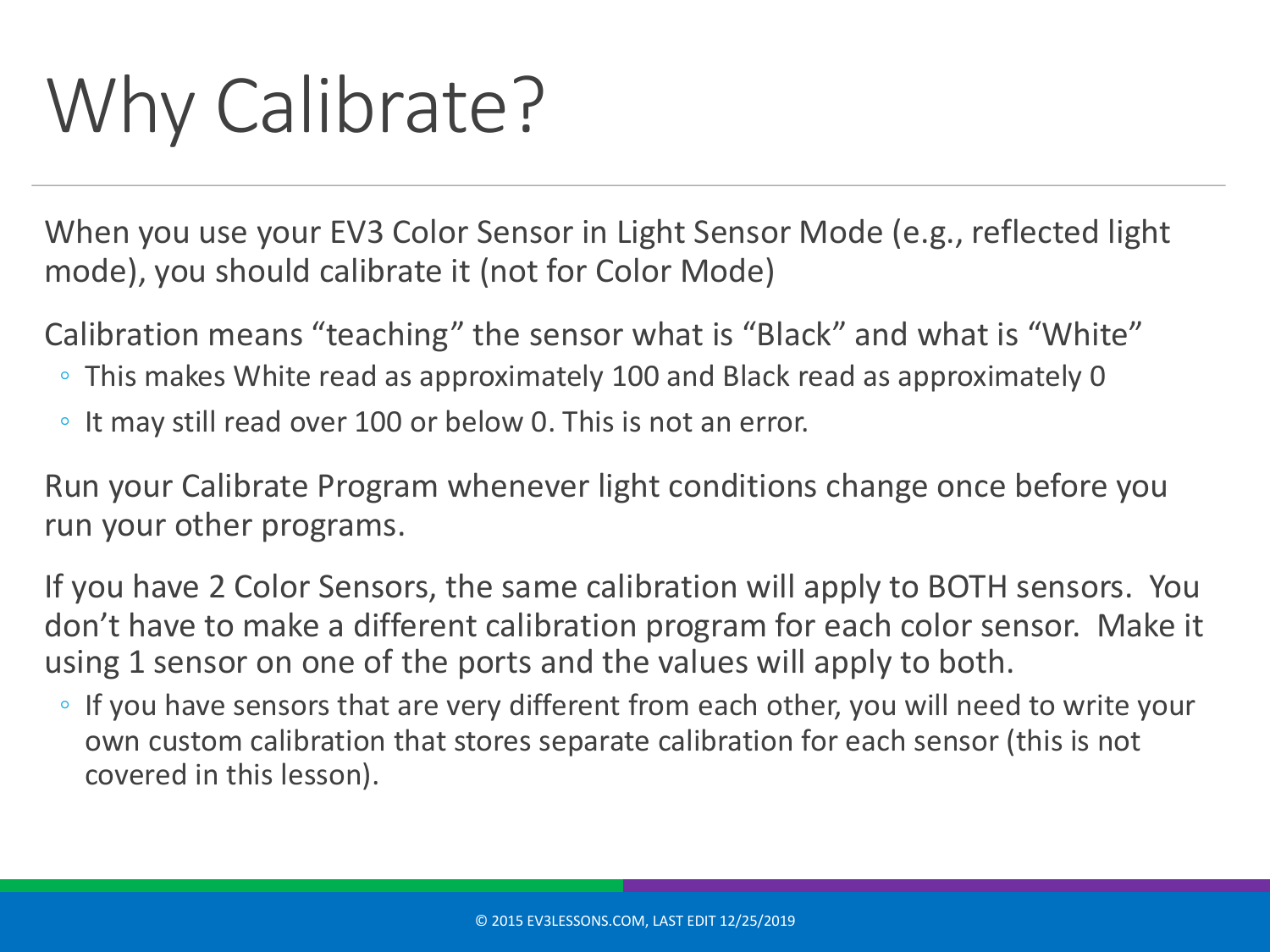# Why Calibrate?

When you use your EV3 Color Sensor in Light Sensor Mode (e.g., reflected light mode), you should calibrate it (not for Color Mode)

Calibration means “teaching” the sensor what is “Black” and what is “White”

- This makes White read as approximately 100 and Black read as approximately 0
- It may still read over 100 or below 0. This is not an error.

Run your Calibrate Program whenever light conditions change once before you run your other programs.

If you have 2 Color Sensors, the same calibration will apply to BOTH sensors. You don’t have to make a different calibration program for each color sensor. Make it using 1 sensor on one of the ports and the values will apply to both.

- If you have sensors that are very different from each other, you will need to write your own custom calibration that stores separate calibration for each sensor (this is not covered in this lesson).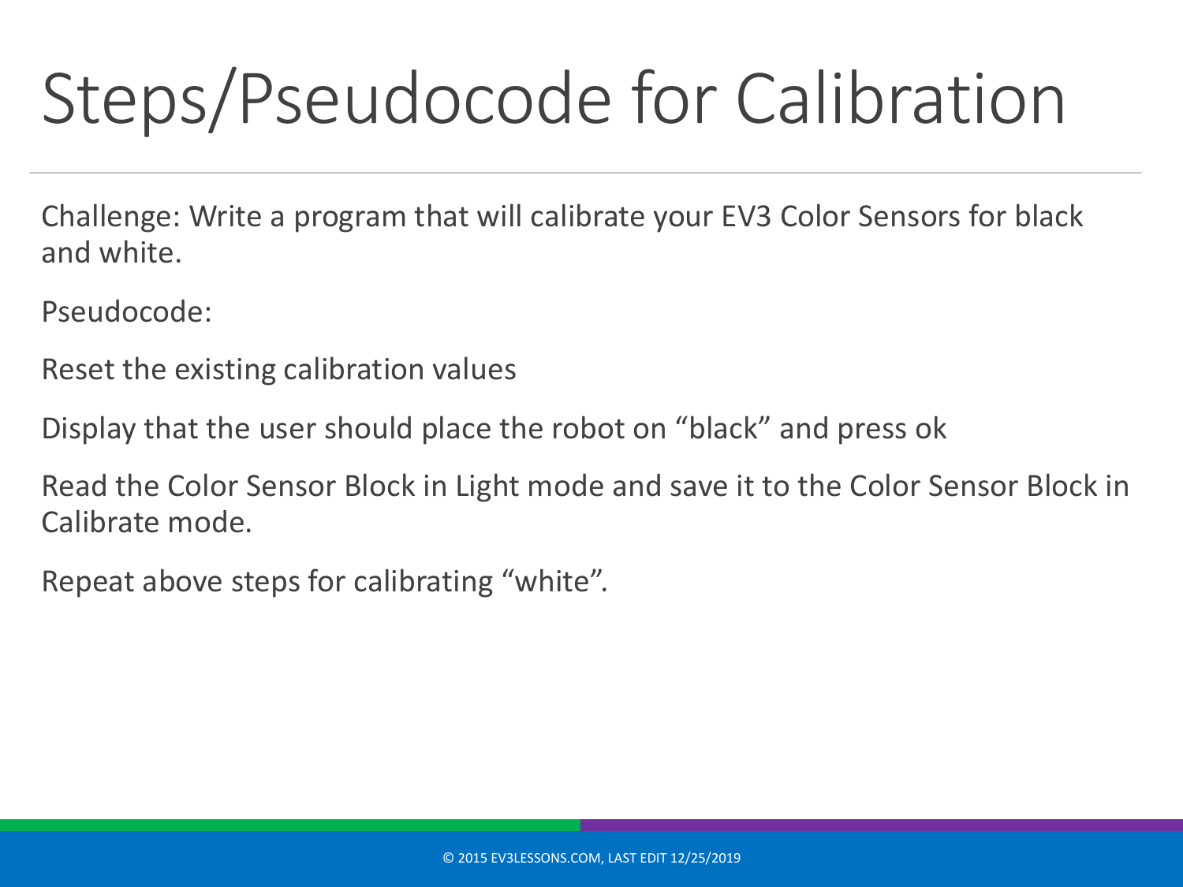# Steps/Pseudocode for Calibration

Challenge: Write a program that will calibrate your EV3 Color Sensors for black and white.

Pseudocode:

Reset the existing calibration values

Display that the user should place the robot on “black” and press ok

Read the Color Sensor Block in Light mode and save it to the Color Sensor Block in Calibrate mode.

Repeat above steps for calibrating “white”.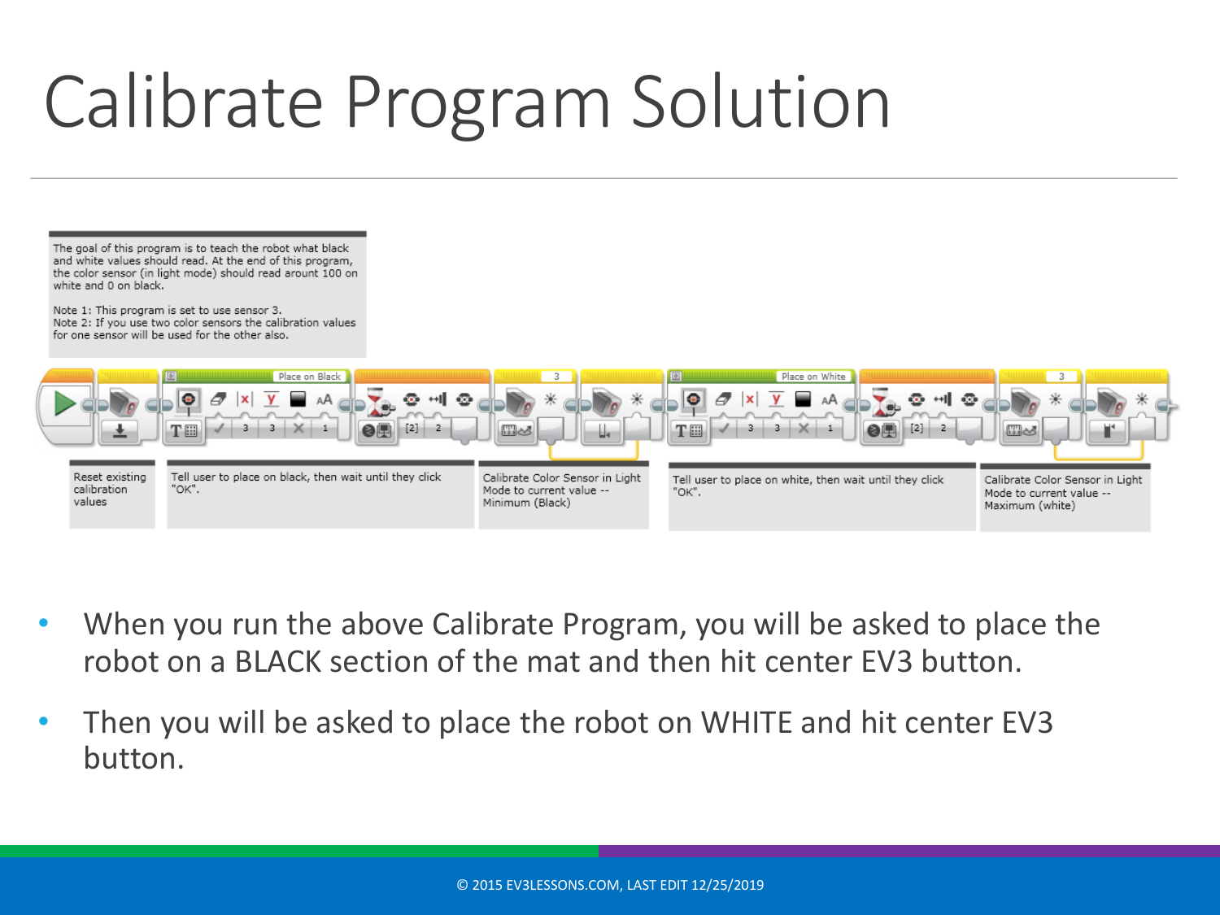# Calibrate Program Solution

The goal of this program is to teach the robot what black and white values should read. At the end of this program, the color sensor (in light mode) should read arount 100 on white and 0 on black.

Note 1: This program is set to use sensor 3.
Note 2: If you use two color sensors the calibration values for one sensor will be used for the other also.

Place on Black

Place on White

Reset existing calibration values

Tell user to place on black, then wait until they click "OK".

Calibrate Color Sensor in Light Mode to current value -- Minimum (Black)

Tell user to place on white, then wait until they click "OK".

Calibrate Color Sensor in Light Mode to current value -- Maximum (white)

- When you run the above Calibrate Program, you will be asked to place the robot on a BLACK section of the mat and then hit center EV3 button.
- Then you will be asked to place the robot on WHITE and hit center EV3 button.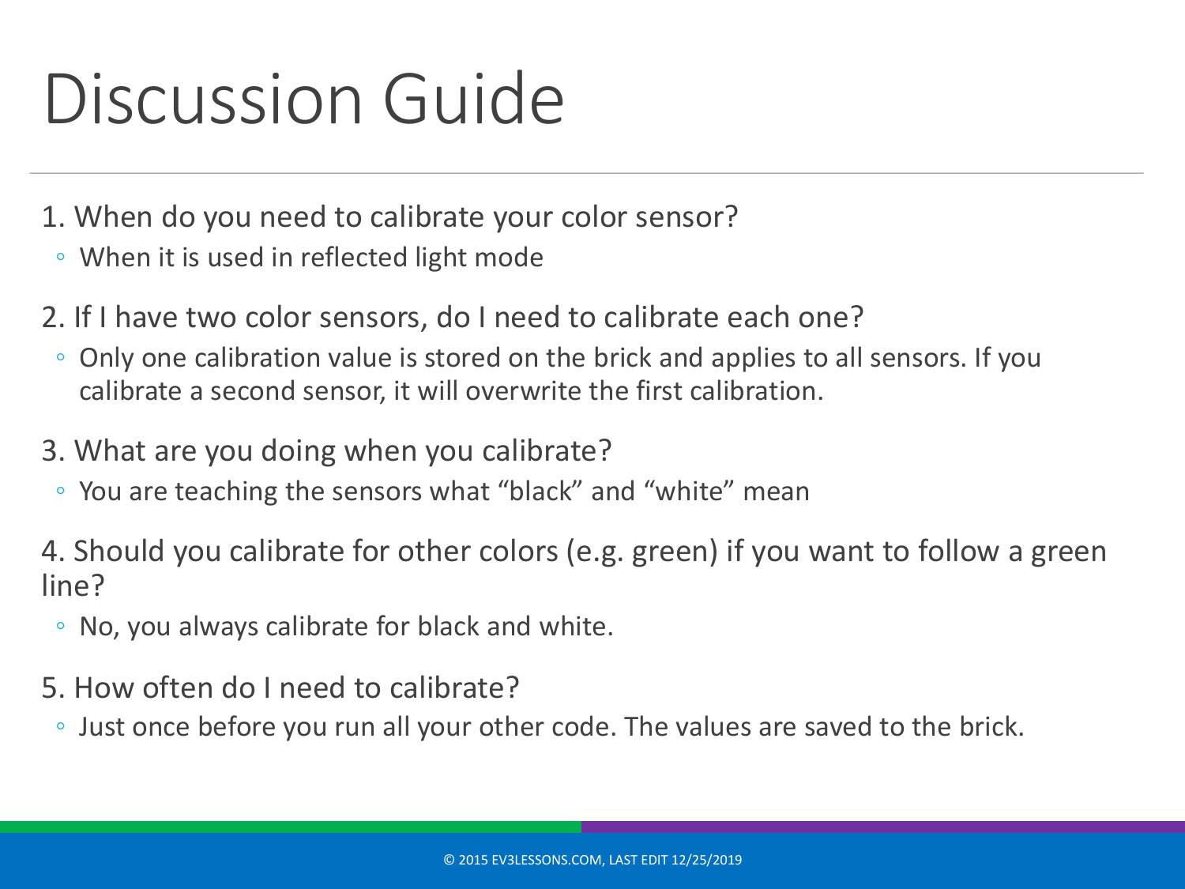# Discussion Guide

1. When do you need to calibrate your color sensor?
   - When it is used in reflected light mode
2. If I have two color sensors, do I need to calibrate each one?
   - Only one calibration value is stored on the brick and applies to all sensors. If you calibrate a second sensor, it will overwrite the first calibration.
3. What are you doing when you calibrate?
   - You are teaching the sensors what "black" and "white" mean
4. Should you calibrate for other colors (e.g. green) if you want to follow a green line?
   - No, you always calibrate for black and white.
5. How often do I need to calibrate?
   - Just once before you run all your other code. The values are saved to the brick.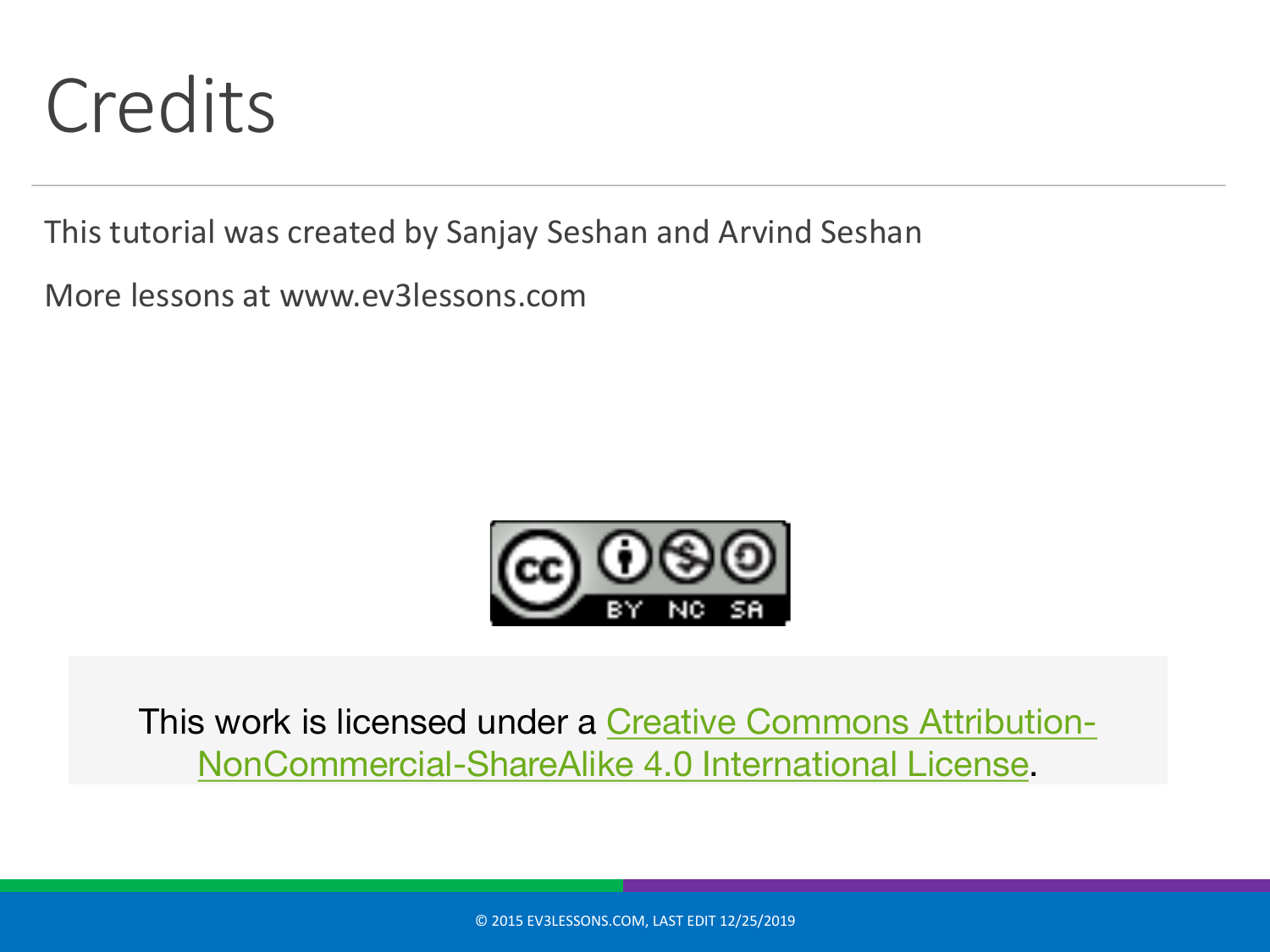# Credits

This tutorial was created by Sanjay Seshan and Arvind Seshan

More lessons at www.ev3lessons.com

This work is licensed under a Creative Commons Attribution-NonCommercial-ShareAlike 4.0 International License.